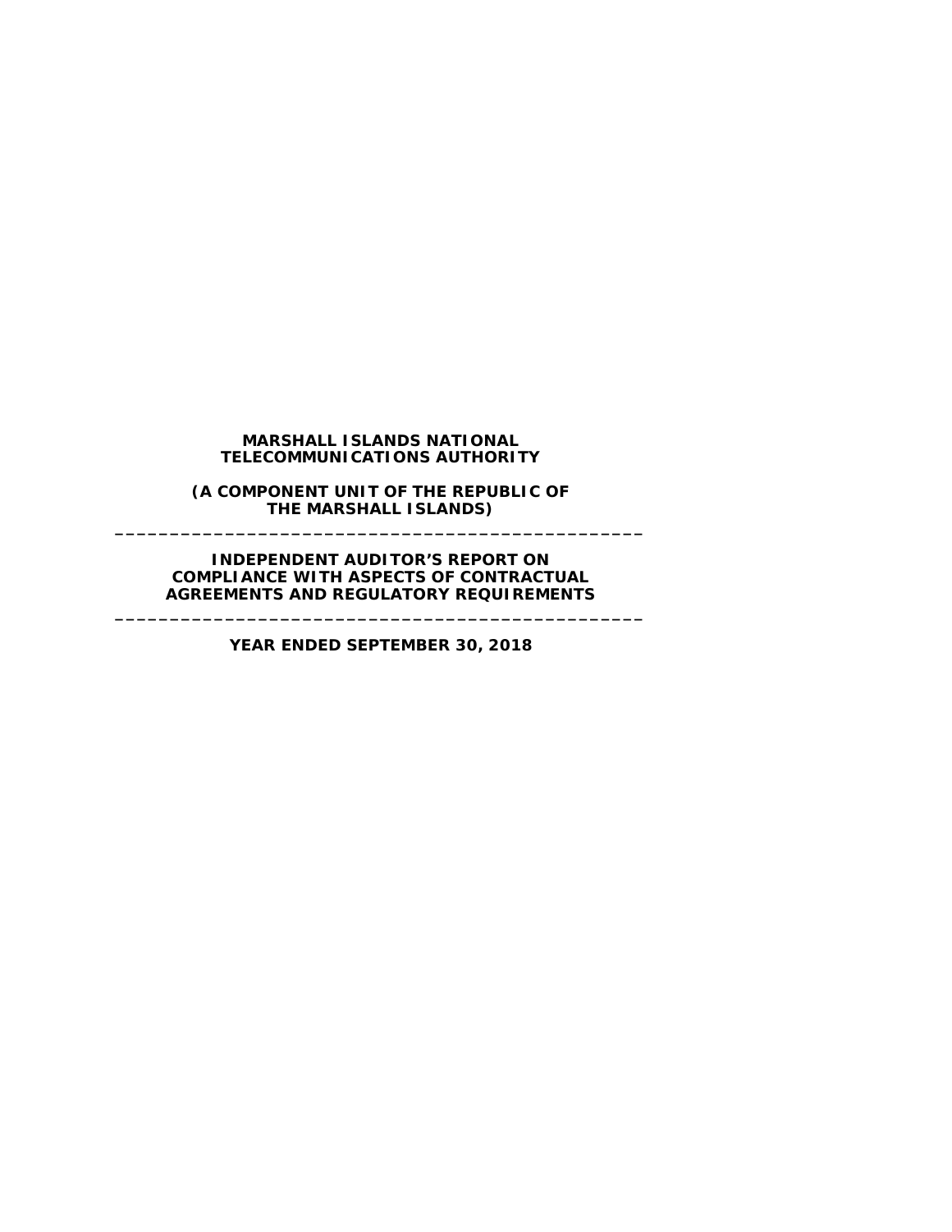**MARSHALL ISLANDS NATIONAL TELECOMMUNICATIONS AUTHORITY**

**(A COMPONENT UNIT OF THE REPUBLIC OF THE MARSHALL ISLANDS)**

---

**INDEPENDENT AUDITOR'S REPORT ON COMPLIANCE WITH ASPECTS OF CONTRACTUAL AGREEMENTS AND REGULATORY REQUIREMENTS**

---

**YEAR ENDED SEPTEMBER 30, 2018**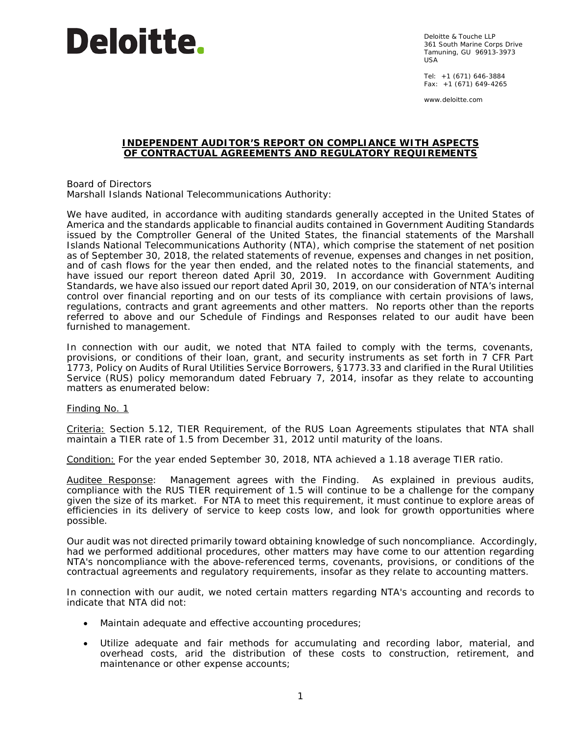Deloitte.

Deloitte & Touche LLP
361 South Marine Corps Drive
Tamuning, GU 96913-3973
USA

Tel: +1 (671) 646-3884
Fax: +1 (671) 649-4265

www.deloitte.com

## INDEPENDENT AUDITOR'S REPORT ON COMPLIANCE WITH ASPECTS OF CONTRACTUAL AGREEMENTS AND REGULATORY REQUIREMENTS

Board of Directors
Marshall Islands National Telecommunications Authority:

We have audited, in accordance with auditing standards generally accepted in the United States of America and the standards applicable to financial audits contained in Government Auditing Standards issued by the Comptroller General of the United States, the financial statements of the Marshall Islands National Telecommunications Authority (NTA), which comprise the statement of net position as of September 30, 2018, the related statements of revenue, expenses and changes in net position, and of cash flows for the year then ended, and the related notes to the financial statements, and have issued our report thereon dated April 30, 2019. In accordance with Government Auditing Standards, we have also issued our report dated April 30, 2019, on our consideration of NTA's internal control over financial reporting and on our tests of its compliance with certain provisions of laws, regulations, contracts and grant agreements and other matters. No reports other than the reports referred to above and our Schedule of Findings and Responses related to our audit have been furnished to management.

In connection with our audit, we noted that NTA failed to comply with the terms, covenants, provisions, or conditions of their loan, grant, and security instruments as set forth in 7 CFR Part 1773, Policy on Audits of Rural Utilities Service Borrowers, §1773.33 and clarified in the Rural Utilities Service (RUS) policy memorandum dated February 7, 2014, insofar as they relate to accounting matters as enumerated below:

Finding No. 1

Criteria: Section 5.12, TIER Requirement, of the RUS Loan Agreements stipulates that NTA shall maintain a TIER rate of 1.5 from December 31, 2012 until maturity of the loans.

Condition: For the year ended September 30, 2018, NTA achieved a 1.18 average TIER ratio.

Auditee Response: Management agrees with the Finding. As explained in previous audits, compliance with the RUS TIER requirement of 1.5 will continue to be a challenge for the company given the size of its market. For NTA to meet this requirement, it must continue to explore areas of efficiencies in its delivery of service to keep costs low, and look for growth opportunities where possible.

Our audit was not directed primarily toward obtaining knowledge of such noncompliance. Accordingly, had we performed additional procedures, other matters may have come to our attention regarding NTA's noncompliance with the above-referenced terms, covenants, provisions, or conditions of the contractual agreements and regulatory requirements, insofar as they relate to accounting matters.

In connection with our audit, we noted certain matters regarding NTA's accounting and records to indicate that NTA did not:

- Maintain adequate and effective accounting procedures;
- Utilize adequate and fair methods for accumulating and recording labor, material, and overhead costs, arid the distribution of these costs to construction, retirement, and maintenance or other expense accounts;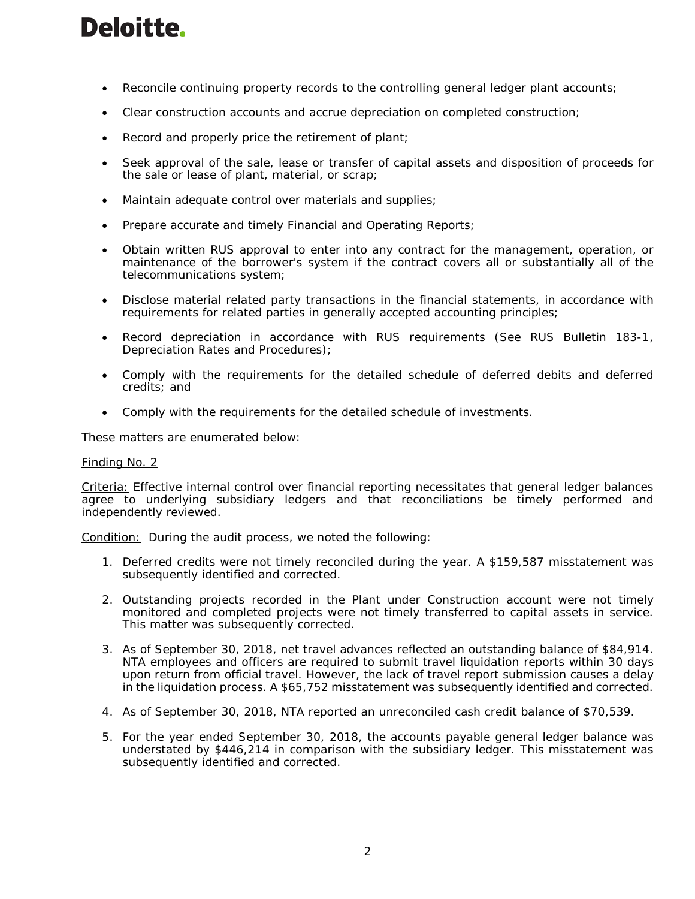- Reconcile continuing property records to the controlling general ledger plant accounts;
- Clear construction accounts and accrue depreciation on completed construction;
- Record and properly price the retirement of plant;
- Seek approval of the sale, lease or transfer of capital assets and disposition of proceeds for the sale or lease of plant, material, or scrap;
- Maintain adequate control over materials and supplies;
- Prepare accurate and timely Financial and Operating Reports;
- Obtain written RUS approval to enter into any contract for the management, operation, or maintenance of the borrower's system if the contract covers all or substantially all of the telecommunications system;
- Disclose material related party transactions in the financial statements, in accordance with requirements for related parties in generally accepted accounting principles;
- Record depreciation in accordance with RUS requirements (See RUS Bulletin 183-1, Depreciation Rates and Procedures);
- Comply with the requirements for the detailed schedule of deferred debits and deferred credits; and
- Comply with the requirements for the detailed schedule of investments.

These matters are enumerated below:

Finding No. 2

Criteria: Effective internal control over financial reporting necessitates that general ledger balances agree to underlying subsidiary ledgers and that reconciliations be timely performed and independently reviewed.

Condition: During the audit process, we noted the following:

1. Deferred credits were not timely reconciled during the year. A $159,587 misstatement was subsequently identified and corrected.
2. Outstanding projects recorded in the Plant under Construction account were not timely monitored and completed projects were not timely transferred to capital assets in service. This matter was subsequently corrected.
3. As of September 30, 2018, net travel advances reflected an outstanding balance of $84,914. NTA employees and officers are required to submit travel liquidation reports within 30 days upon return from official travel. However, the lack of travel report submission causes a delay in the liquidation process. A $65,752 misstatement was subsequently identified and corrected.
4. As of September 30, 2018, NTA reported an unreconciled cash credit balance of $70,539.
5. For the year ended September 30, 2018, the accounts payable general ledger balance was understated by $446,214 in comparison with the subsidiary ledger. This misstatement was subsequently identified and corrected.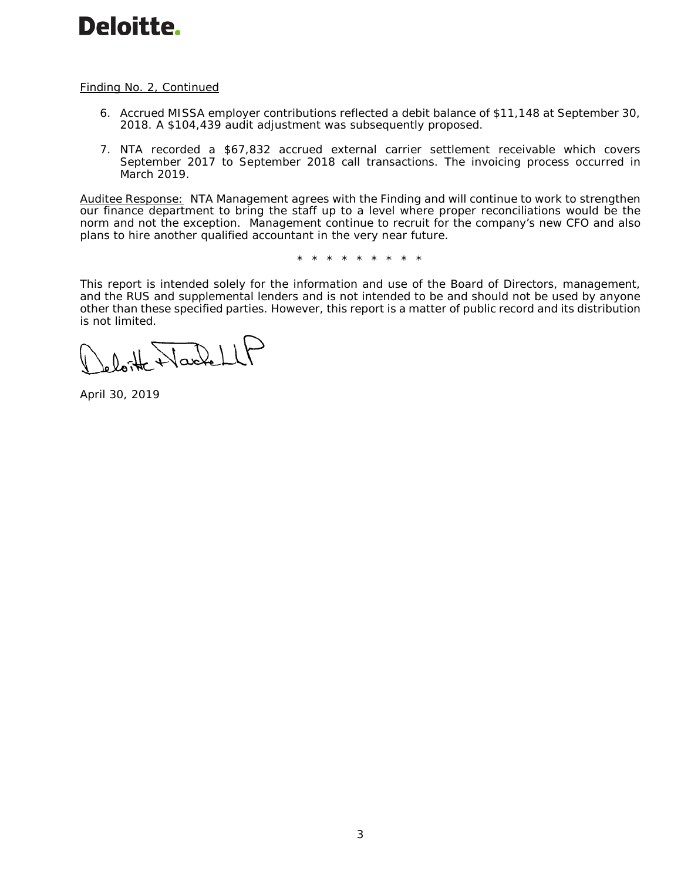Finding No. 2, Continued

6. Accrued MISSA employer contributions reflected a debit balance of $11,148 at September 30, 2018. A $104,439 audit adjustment was subsequently proposed.

7. NTA recorded a $67,832 accrued external carrier settlement receivable which covers September 2017 to September 2018 call transactions. The invoicing process occurred in March 2019.

Auditee Response: NTA Management agrees with the Finding and will continue to work to strengthen our finance department to bring the staff up to a level where proper reconciliations would be the norm and not the exception. Management continue to recruit for the company's new CFO and also plans to hire another qualified accountant in the very near future.

* * * * * * * * *

This report is intended solely for the information and use of the Board of Directors, management, and the RUS and supplemental lenders and is not intended to be and should not be used by anyone other than these specified parties. However, this report is a matter of public record and its distribution is not limited.

Deloitte & Touche LLP

April 30, 2019